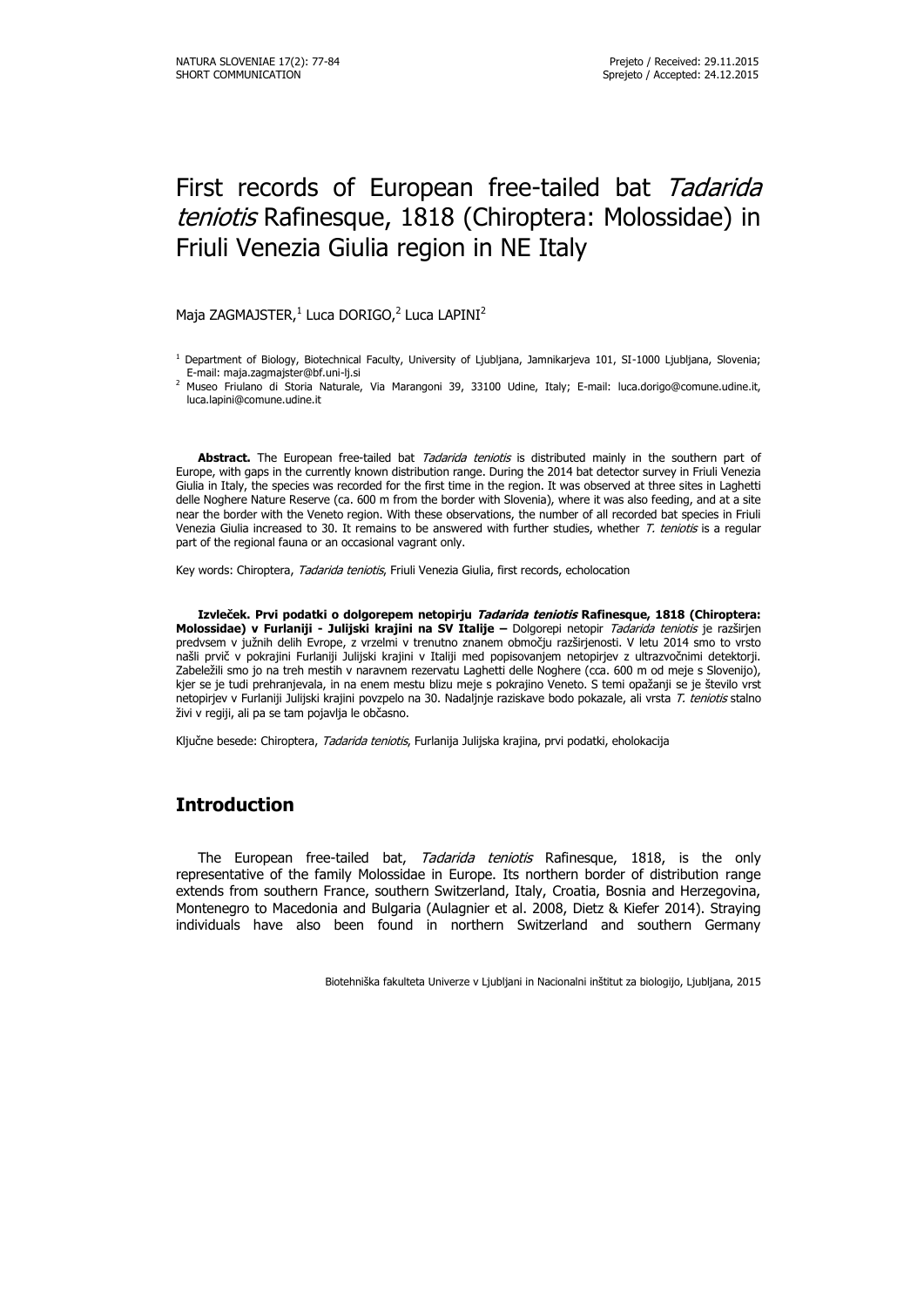# First records of European free-tailed bat *Tadarida teniotis* Rafinesque, 1818 (Chiroptera: Molossidae) in Friuli Venezia Giulia region in NE Italy

Maja ZAGMAJSTER,[1] Luca DORIGO,[2] Luca LAPINI[2]

[1] Department of Biology, Biotechnical Faculty, University of Ljubljana, Jamnikarjeva 101, SI-1000 Ljubljana, Slovenia; E-mail: maja.zagmajster@bf.uni-lj.si

[2] Museo Friulano di Storia Naturale, Via Marangoni 39, 33100 Udine, Italy; E-mail: luca.dorigo@comune.udine.it, luca.lapini@comune.udine.it

**Abstract.** The European free-tailed bat *Tadarida teniotis* is distributed mainly in the southern part of Europe, with gaps in the currently known distribution range. During the 2014 bat detector survey in Friuli Venezia Giulia in Italy, the species was recorded for the first time in the region. It was observed at three sites in Laghetti delle Noghere Nature Reserve (ca. 600 m from the border with Slovenia), where it was also feeding, and at a site near the border with the Veneto region. With these observations, the number of all recorded bat species in Friuli Venezia Giulia increased to 30. It remains to be answered with further studies, whether *T. teniotis* is a regular part of the regional fauna or an occasional vagrant only.

Key words: Chiroptera, *Tadarida teniotis*, Friuli Venezia Giulia, first records, echolocation

**Izvleček. Prvi podatki o dolgorepem netopirju *Tadarida teniotis* Rafinesque, 1818 (Chiroptera: Molossidae) v Furlaniji - Julijski krajini na SV Italije –** Dolgorepi netopir *Tadarida teniotis* je razširjen predvsem v južnih delih Evrope, z vrzelmi v trenutno znanem območju razširjenosti. V letu 2014 smo to vrsto našli prvič v pokrajini Furlaniji Julijski krajini v Italiji med popisovanjem netopirjev z ultrazvočnimi detektorji. Zabeležili smo jo na treh mestih v naravnem rezervatu Laghetti delle Noghere (cca. 600 m od meje s Slovenijo), kjer se je tudi prehranjevala, in na enem mestu blizu meje s pokrajino Veneto. S temi opažanji se je število vrst netopirjev v Furlaniji Julijski krajini povzpelo na 30. Nadaljnje raziskave bodo pokazale, ali vrsta *T. teniotis* stalno živi v regiji, ali pa se tam pojavlja le občasno.

Ključne besede: Chiroptera, *Tadarida teniotis*, Furlanija Julijska krajina, prvi podatki, eholokacija

## Introduction

The European free-tailed bat, *Tadarida teniotis* Rafinesque, 1818, is the only representative of the family Molossidae in Europe. Its northern border of distribution range extends from southern France, southern Switzerland, Italy, Croatia, Bosnia and Herzegovina, Montenegro to Macedonia and Bulgaria (Aulagnier et al. 2008, Dietz & Kiefer 2014). Straying individuals have also been found in northern Switzerland and southern Germany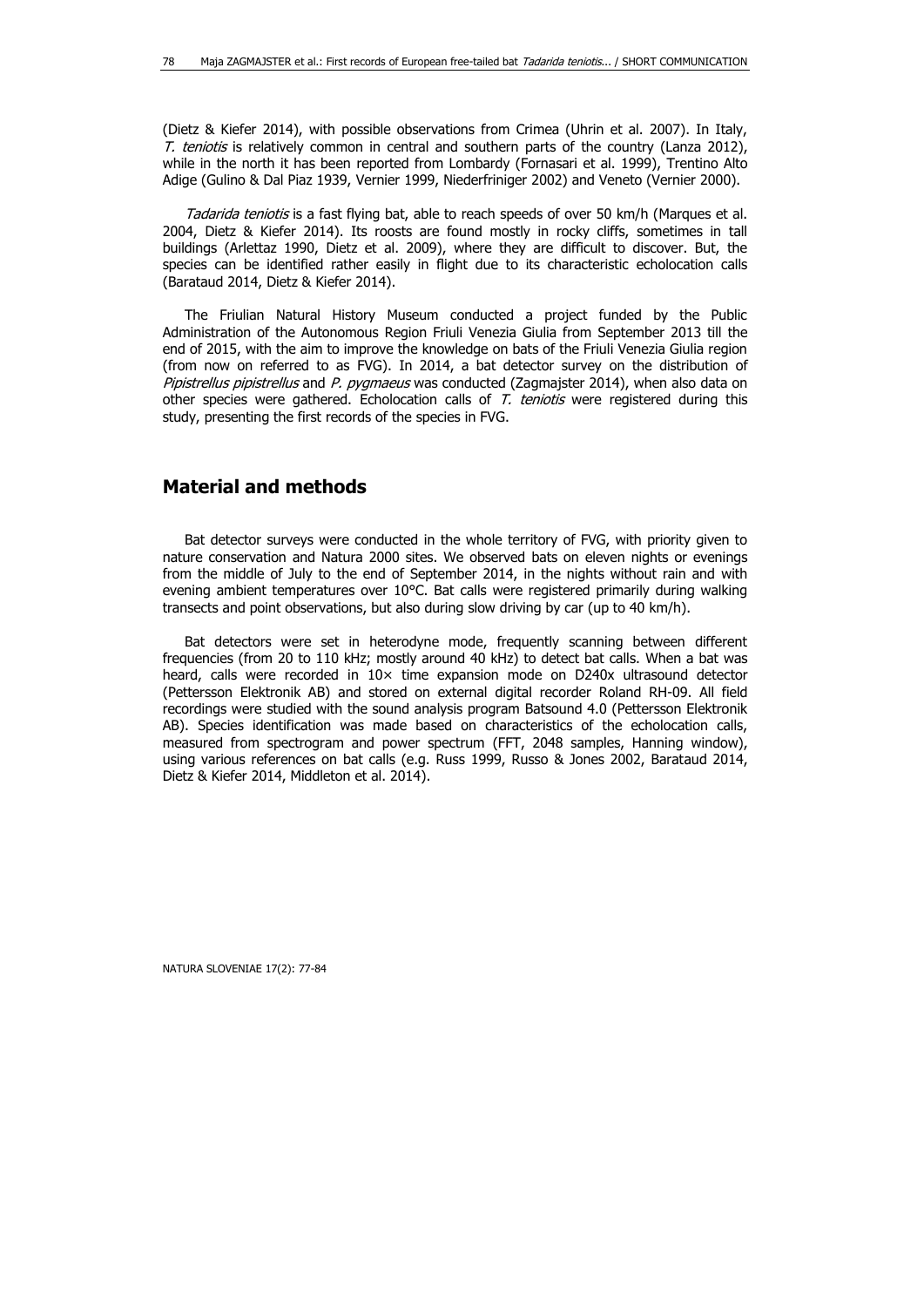(Dietz & Kiefer 2014), with possible observations from Crimea (Uhrin et al. 2007). In Italy, *T. teniotis* is relatively common in central and southern parts of the country (Lanza 2012), while in the north it has been reported from Lombardy (Fornasari et al. 1999), Trentino Alto Adige (Gulino & Dal Piaz 1939, Vernier 1999, Niederfriniger 2002) and Veneto (Vernier 2000).

*Tadarida teniotis* is a fast flying bat, able to reach speeds of over 50 km/h (Marques et al. 2004, Dietz & Kiefer 2014). Its roosts are found mostly in rocky cliffs, sometimes in tall buildings (Arlettaz 1990, Dietz et al. 2009), where they are difficult to discover. But, the species can be identified rather easily in flight due to its characteristic echolocation calls (Barataud 2014, Dietz & Kiefer 2014).

The Friulian Natural History Museum conducted a project funded by the Public Administration of the Autonomous Region Friuli Venezia Giulia from September 2013 till the end of 2015, with the aim to improve the knowledge on bats of the Friuli Venezia Giulia region (from now on referred to as FVG). In 2014, a bat detector survey on the distribution of *Pipistrellus pipistrellus* and *P. pygmaeus* was conducted (Zagmajster 2014), when also data on other species were gathered. Echolocation calls of *T. teniotis* were registered during this study, presenting the first records of the species in FVG.

## Material and methods

Bat detector surveys were conducted in the whole territory of FVG, with priority given to nature conservation and Natura 2000 sites. We observed bats on eleven nights or evenings from the middle of July to the end of September 2014, in the nights without rain and with evening ambient temperatures over 10°C. Bat calls were registered primarily during walking transects and point observations, but also during slow driving by car (up to 40 km/h).

Bat detectors were set in heterodyne mode, frequently scanning between different frequencies (from 20 to 110 kHz; mostly around 40 kHz) to detect bat calls. When a bat was heard, calls were recorded in 10× time expansion mode on D240x ultrasound detector (Pettersson Elektronik AB) and stored on external digital recorder Roland RH-09. All field recordings were studied with the sound analysis program Batsound 4.0 (Pettersson Elektronik AB). Species identification was made based on characteristics of the echolocation calls, measured from spectrogram and power spectrum (FFT, 2048 samples, Hanning window), using various references on bat calls (e.g. Russ 1999, Russo & Jones 2002, Barataud 2014, Dietz & Kiefer 2014, Middleton et al. 2014).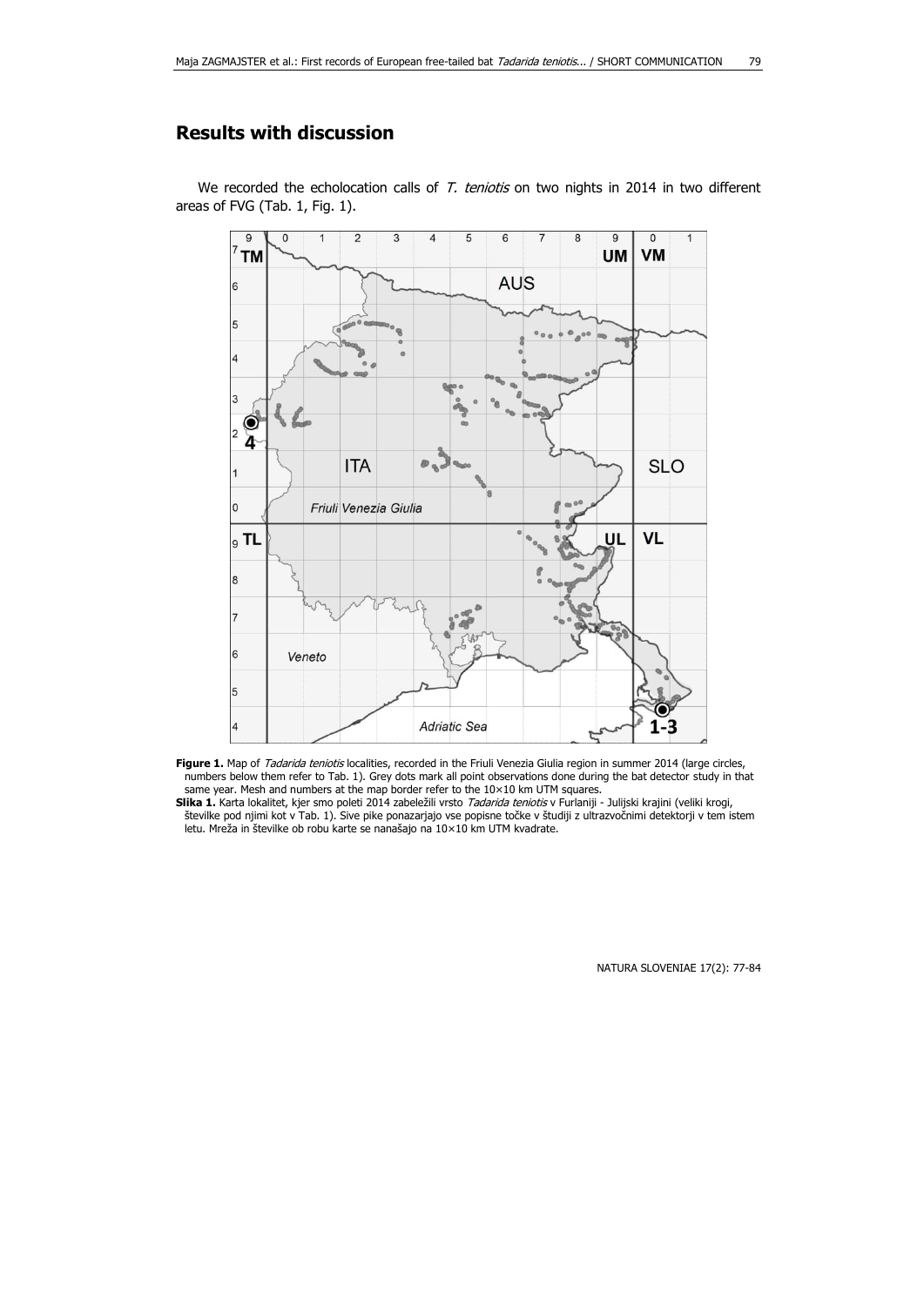## Results with discussion

We recorded the echolocation calls of *T. teniotis* on two nights in 2014 in two different areas of FVG (Tab. 1, Fig. 1).

**Figure 1.** Map of *Tadarida teniotis* localities, recorded in the Friuli Venezia Giulia region in summer 2014 (large circles, numbers below them refer to Tab. 1). Grey dots mark all point observations done during the bat detector study in that same year. Mesh and numbers at the map border refer to the 10×10 km UTM squares.

**Slika 1.** Karta lokalitet, kjer smo poleti 2014 zabeležili vrsto *Tadarida teniotis* v Furlaniji - Julijski krajini (veliki krogi, številke pod njimi kot v Tab. 1). Sive pike ponazarjajo vse popisne točke v študiji z ultrazvočnimi detektorji v tem istem letu. Mreža in številke ob robu karte se nanašajo na 10×10 km UTM kvadrate.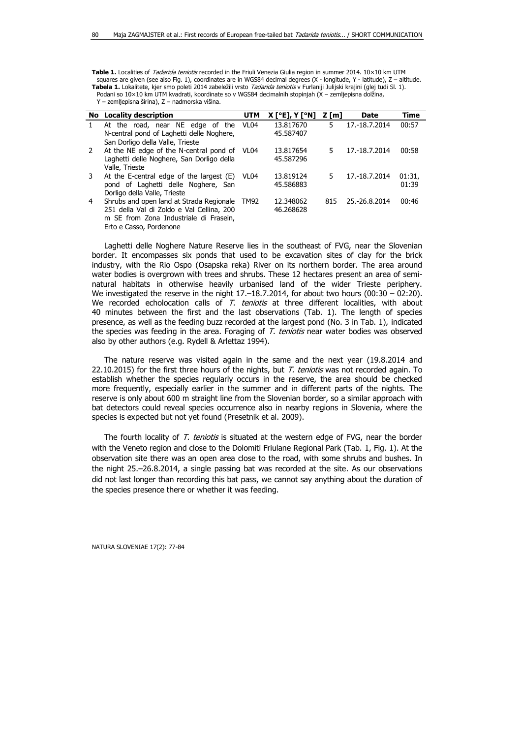**Table 1.** Localities of *Tadarida teniotis* recorded in the Friuli Venezia Giulia region in summer 2014. 10×10 km UTM squares are given (see also Fig. 1), coordinates are in WGS84 decimal degrees (X - longitude, Y - latitude), Z – altitude.
**Tabela 1.** Lokalitete, kjer smo poleti 2014 zabeležili vrsto *Tadarida teniotis* v Furlaniji Julijski krajini (glej tudi Sl. 1). Podani so 10×10 km UTM kvadrati, koordinate so v WGS84 decimalnih stopinjah (X – zemljepisna dolžina, Y – zemljepisna širina), Z – nadmorska višina.

| No | Locality description | UTM | X [°E], Y [°N] | Z [m] | Date | Time |
|---|---|---|---|---|---|---|
| 1 | At the road, near NE edge of the N-central pond of Laghetti delle Noghere, San Dorligo della Valle, Trieste | VL04 | 13.817670 45.587407 | 5 | 17.-18.7.2014 | 00:57 |
| 2 | At the NE edge of the N-central pond of Laghetti delle Noghere, San Dorligo della Valle, Trieste | VL04 | 13.817654 45.587296 | 5 | 17.-18.7.2014 | 00:58 |
| 3 | At the E-central edge of the largest (E) pond of Laghetti delle Noghere, San Dorligo della Valle, Trieste | VL04 | 13.819124 45.586883 | 5 | 17.-18.7.2014 | 01:31, 01:39 |
| 4 | Shrubs and open land at Strada Regionale 251 della Val di Zoldo e Val Cellina, 200 m SE from Zona Industriale di Frasein, Erto e Casso, Pordenone | TM92 | 12.348062 46.268628 | 815 | 25.-26.8.2014 | 00:46 |

Laghetti delle Noghere Nature Reserve lies in the southeast of FVG, near the Slovenian border. It encompasses six ponds that used to be excavation sites of clay for the brick industry, with the Rio Ospo (Osapska reka) River on its northern border. The area around water bodies is overgrown with trees and shrubs. These 12 hectares present an area of semi-natural habitats in otherwise heavily urbanised land of the wider Trieste periphery. We investigated the reserve in the night 17.–18.7.2014, for about two hours (00:30 – 02:20). We recorded echolocation calls of *T. teniotis* at three different localities, with about 40 minutes between the first and the last observations (Tab. 1). The length of species presence, as well as the feeding buzz recorded at the largest pond (No. 3 in Tab. 1), indicated the species was feeding in the area. Foraging of *T. teniotis* near water bodies was observed also by other authors (e.g. Rydell & Arlettaz 1994).

The nature reserve was visited again in the same and the next year (19.8.2014 and 22.10.2015) for the first three hours of the nights, but *T. teniotis* was not recorded again. To establish whether the species regularly occurs in the reserve, the area should be checked more frequently, especially earlier in the summer and in different parts of the nights. The reserve is only about 600 m straight line from the Slovenian border, so a similar approach with bat detectors could reveal species occurrence also in nearby regions in Slovenia, where the species is expected but not yet found (Presetnik et al. 2009).

The fourth locality of *T. teniotis* is situated at the western edge of FVG, near the border with the Veneto region and close to the Dolomiti Friulane Regional Park (Tab. 1, Fig. 1). At the observation site there was an open area close to the road, with some shrubs and bushes. In the night 25.–26.8.2014, a single passing bat was recorded at the site. As our observations did not last longer than recording this bat pass, we cannot say anything about the duration of the species presence there or whether it was feeding.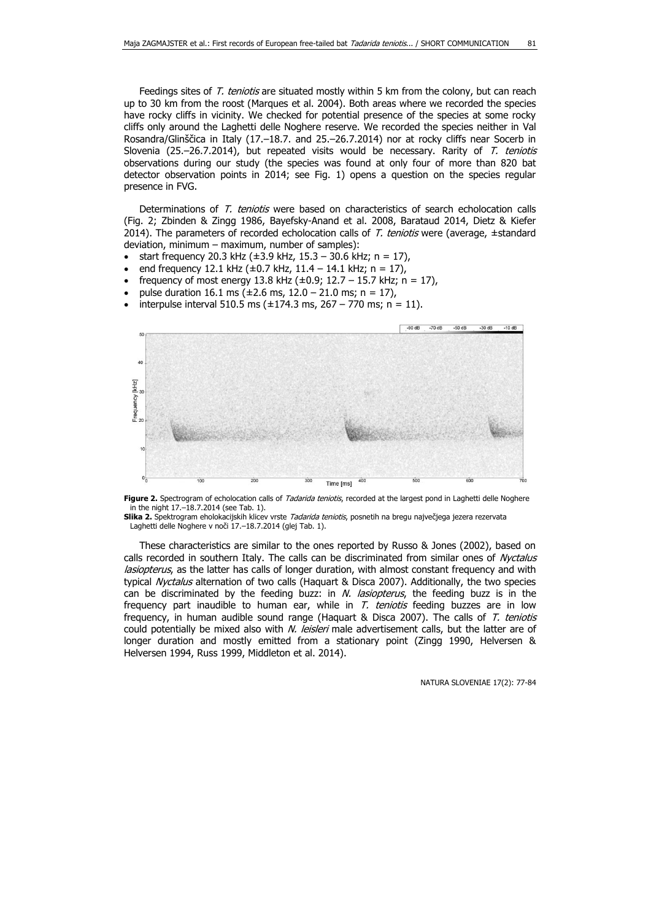Feedings sites of *T. teniotis* are situated mostly within 5 km from the colony, but can reach up to 30 km from the roost (Marques et al. 2004). Both areas where we recorded the species have rocky cliffs in vicinity. We checked for potential presence of the species at some rocky cliffs only around the Laghetti delle Noghere reserve. We recorded the species neither in Val Rosandra/Glinščica in Italy (17.–18.7. and 25.–26.7.2014) nor at rocky cliffs near Socerb in Slovenia (25.–26.7.2014), but repeated visits would be necessary. Rarity of *T. teniotis* observations during our study (the species was found at only four of more than 820 bat detector observation points in 2014; see Fig. 1) opens a question on the species regular presence in FVG.

Determinations of *T. teniotis* were based on characteristics of search echolocation calls (Fig. 2; Zbinden & Zingg 1986, Bayefsky-Anand et al. 2008, Barataud 2014, Dietz & Kiefer 2014). The parameters of recorded echolocation calls of *T. teniotis* were (average, ±standard deviation, minimum – maximum, number of samples):

- start frequency 20.3 kHz (±3.9 kHz, 15.3 – 30.6 kHz; n = 17),
- end frequency 12.1 kHz (±0.7 kHz, 11.4 – 14.1 kHz; n = 17),
- frequency of most energy 13.8 kHz (±0.9; 12.7 – 15.7 kHz; n = 17),
- pulse duration 16.1 ms (±2.6 ms, 12.0 – 21.0 ms; n = 17),
- interpulse interval 510.5 ms (±174.3 ms, 267 – 770 ms; n = 11).

**Figure 2.** Spectrogram of echolocation calls of *Tadarida teniotis*, recorded at the largest pond in Laghetti delle Noghere in the night 17.–18.7.2014 (see Tab. 1).

**Slika 2.** Spektrogram eholokacijskih klicev vrste *Tadarida teniotis*, posnetih na bregu največjega jezera rezervata Laghetti delle Noghere v noči 17.–18.7.2014 (glej Tab. 1).

These characteristics are similar to the ones reported by Russo & Jones (2002), based on calls recorded in southern Italy. The calls can be discriminated from similar ones of *Nyctalus lasiopterus*, as the latter has calls of longer duration, with almost constant frequency and with typical *Nyctalus* alternation of two calls (Haquart & Disca 2007). Additionally, the two species can be discriminated by the feeding buzz: in *N. lasiopterus*, the feeding buzz is in the frequency part inaudible to human ear, while in *T. teniotis* feeding buzzes are in low frequency, in human audible sound range (Haquart & Disca 2007). The calls of *T. teniotis* could potentially be mixed also with *N. leisleri* male advertisement calls, but the latter are of longer duration and mostly emitted from a stationary point (Zingg 1990, Helversen & Helversen 1994, Russ 1999, Middleton et al. 2014).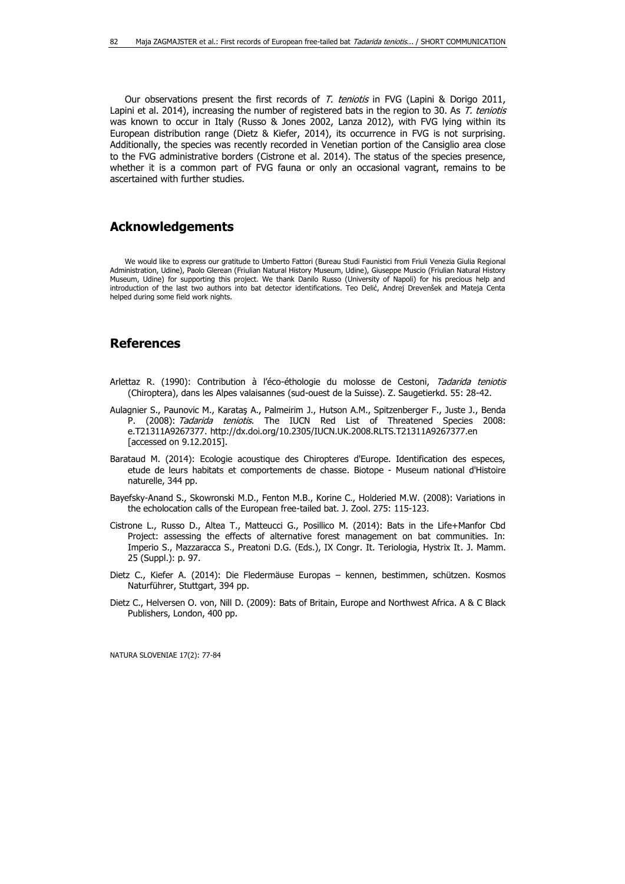Our observations present the first records of *T. teniotis* in FVG (Lapini & Dorigo 2011, Lapini et al. 2014), increasing the number of registered bats in the region to 30. As *T. teniotis* was known to occur in Italy (Russo & Jones 2002, Lanza 2012), with FVG lying within its European distribution range (Dietz & Kiefer, 2014), its occurrence in FVG is not surprising. Additionally, the species was recently recorded in Venetian portion of the Cansiglio area close to the FVG administrative borders (Cistrone et al. 2014). The status of the species presence, whether it is a common part of FVG fauna or only an occasional vagrant, remains to be ascertained with further studies.

## Acknowledgements

We would like to express our gratitude to Umberto Fattori (Bureau Studi Faunistici from Friuli Venezia Giulia Regional Administration, Udine), Paolo Glerean (Friulian Natural History Museum, Udine), Giuseppe Muscio (Friulian Natural History Museum, Udine) for supporting this project. We thank Danilo Russo (University of Napoli) for his precious help and introduction of the last two authors into bat detector identifications. Teo Delić, Andrej Drevenšek and Mateja Centa helped during some field work nights.

## References

Arlettaz R. (1990): Contribution à l'éco-éthologie du molosse de Cestoni, *Tadarida teniotis* (Chiroptera), dans les Alpes valaisannes (sud-ouest de la Suisse). Z. Saugetierkd. 55: 28-42.

Aulagnier S., Paunovic M., Karataş A., Palmeirim J., Hutson A.M., Spitzenberger F., Juste J., Benda P. (2008): *Tadarida teniotis*. The IUCN Red List of Threatened Species 2008: e.T21311A9267377. http://dx.doi.org/10.2305/IUCN.UK.2008.RLTS.T21311A9267377.en [accessed on 9.12.2015].

Barataud M. (2014): Ecologie acoustique des Chiropteres d'Europe. Identification des especes, etude de leurs habitats et comportements de chasse. Biotope - Museum national d'Histoire naturelle, 344 pp.

Bayefsky-Anand S., Skowronski M.D., Fenton M.B., Korine C., Holderied M.W. (2008): Variations in the echolocation calls of the European free-tailed bat. J. Zool. 275: 115-123.

Cistrone L., Russo D., Altea T., Matteucci G., Posillico M. (2014): Bats in the Life+Manfor Cbd Project: assessing the effects of alternative forest management on bat communities. In: Imperio S., Mazzaracca S., Preatoni D.G. (Eds.), IX Congr. It. Teriologia, Hystrix It. J. Mamm. 25 (Suppl.): p. 97.

Dietz C., Kiefer A. (2014): Die Fledermäuse Europas – kennen, bestimmen, schützen. Kosmos Naturführer, Stuttgart, 394 pp.

Dietz C., Helversen O. von, Nill D. (2009): Bats of Britain, Europe and Northwest Africa. A & C Black Publishers, London, 400 pp.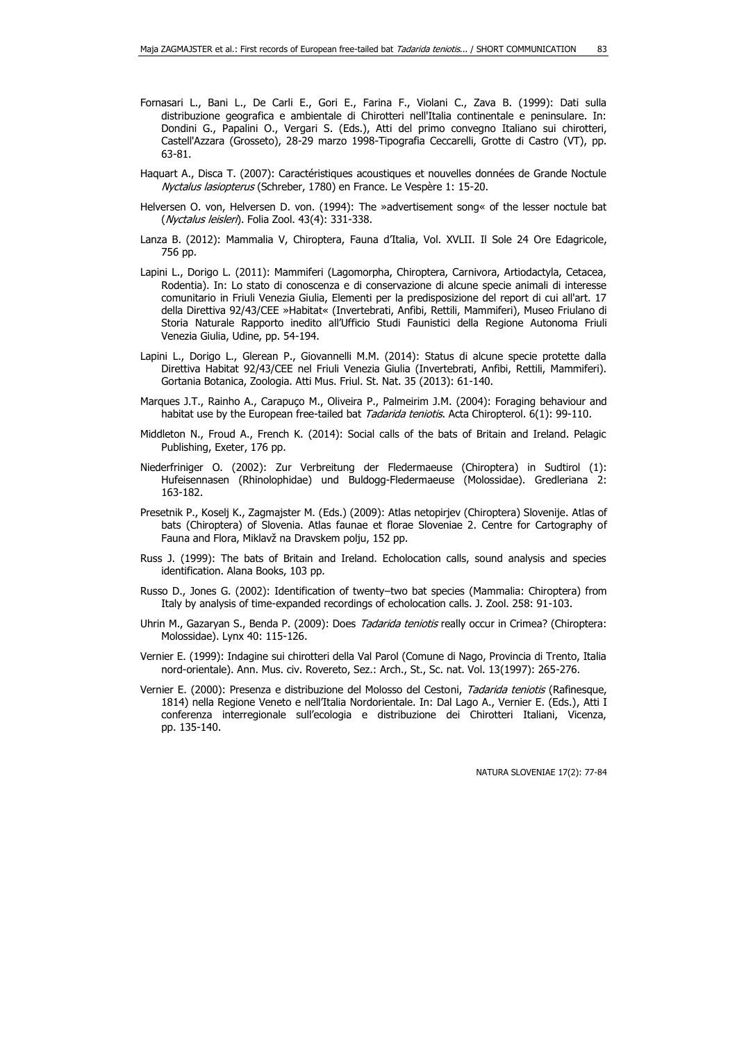Fornasari L., Bani L., De Carli E., Gori E., Farina F., Violani C., Zava B. (1999): Dati sulla distribuzione geografica e ambientale di Chirotteri nell'Italia continentale e peninsulare. In: Dondini G., Papalini O., Vergari S. (Eds.), Atti del primo convegno Italiano sui chirotteri, Castell'Azzara (Grosseto), 28-29 marzo 1998-Tipografia Ceccarelli, Grotte di Castro (VT), pp. 63-81.

Haquart A., Disca T. (2007): Caractéristiques acoustiques et nouvelles données de Grande Noctule *Nyctalus lasiopterus* (Schreber, 1780) en France. Le Vespère 1: 15-20.

Helversen O. von, Helversen D. von. (1994): The »advertisement song« of the lesser noctule bat (*Nyctalus leisleri*). Folia Zool. 43(4): 331-338.

Lanza B. (2012): Mammalia V, Chiroptera, Fauna d'Italia, Vol. XVLII. Il Sole 24 Ore Edagricole, 756 pp.

Lapini L., Dorigo L. (2011): Mammiferi (Lagomorpha, Chiroptera, Carnivora, Artiodactyla, Cetacea, Rodentia). In: Lo stato di conoscenza e di conservazione di alcune specie animali di interesse comunitario in Friuli Venezia Giulia, Elementi per la predisposizione del report di cui all'art. 17 della Direttiva 92/43/CEE »Habitat« (Invertebrati, Anfibi, Rettili, Mammiferi), Museo Friulano di Storia Naturale Rapporto inedito all'Ufficio Studi Faunistici della Regione Autonoma Friuli Venezia Giulia, Udine, pp. 54-194.

Lapini L., Dorigo L., Glerean P., Giovannelli M.M. (2014): Status di alcune specie protette dalla Direttiva Habitat 92/43/CEE nel Friuli Venezia Giulia (Invertebrati, Anfibi, Rettili, Mammiferi). Gortania Botanica, Zoologia. Atti Mus. Friul. St. Nat. 35 (2013): 61-140.

Marques J.T., Rainho A., Carapuço M., Oliveira P., Palmeirim J.M. (2004): Foraging behaviour and habitat use by the European free-tailed bat *Tadarida teniotis*. Acta Chiropterol. 6(1): 99-110.

Middleton N., Froud A., French K. (2014): Social calls of the bats of Britain and Ireland. Pelagic Publishing, Exeter, 176 pp.

Niederfriniger O. (2002): Zur Verbreitung der Fledermaeuse (Chiroptera) in Sudtirol (1): Hufeisennasen (Rhinolophidae) und Buldogg-Fledermaeuse (Molossidae). Gredleriana 2: 163-182.

Presetnik P., Koselj K., Zagmajster M. (Eds.) (2009): Atlas netopirjev (Chiroptera) Slovenije. Atlas of bats (Chiroptera) of Slovenia. Atlas faunae et florae Sloveniae 2. Centre for Cartography of Fauna and Flora, Miklavž na Dravskem polju, 152 pp.

Russ J. (1999): The bats of Britain and Ireland. Echolocation calls, sound analysis and species identification. Alana Books, 103 pp.

Russo D., Jones G. (2002): Identification of twenty–two bat species (Mammalia: Chiroptera) from Italy by analysis of time-expanded recordings of echolocation calls. J. Zool. 258: 91-103.

Uhrin M., Gazaryan S., Benda P. (2009): Does *Tadarida teniotis* really occur in Crimea? (Chiroptera: Molossidae). Lynx 40: 115-126.

Vernier E. (1999): Indagine sui chirotteri della Val Parol (Comune di Nago, Provincia di Trento, Italia nord-orientale). Ann. Mus. civ. Rovereto, Sez.: Arch., St., Sc. nat. Vol. 13(1997): 265-276.

Vernier E. (2000): Presenza e distribuzione del Molosso del Cestoni, *Tadarida teniotis* (Rafinesque, 1814) nella Regione Veneto e nell'Italia Nordorientale. In: Dal Lago A., Vernier E. (Eds.), Atti I conferenza interregionale sull'ecologia e distribuzione dei Chirotteri Italiani, Vicenza, pp. 135-140.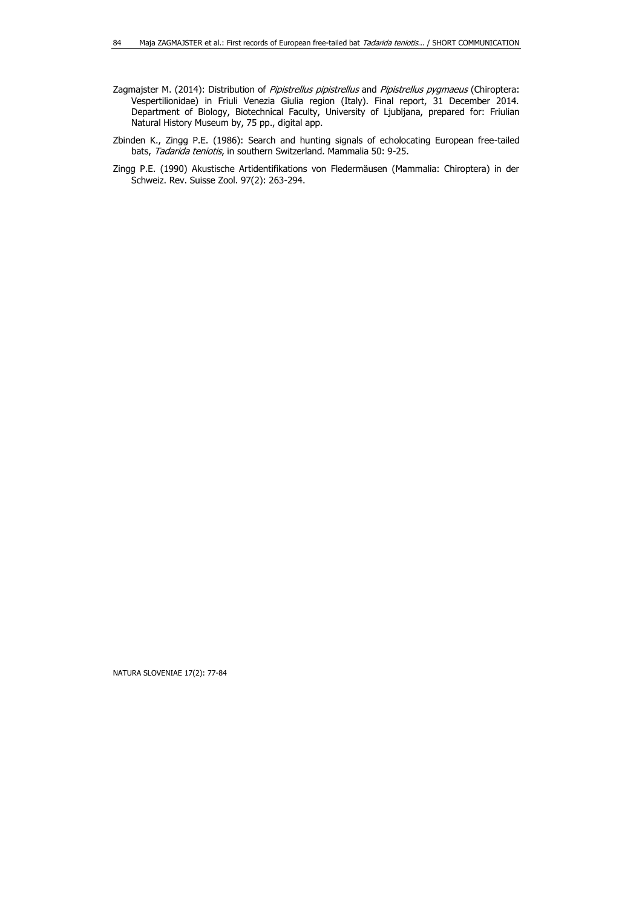Zagmajster M. (2014): Distribution of *Pipistrellus pipistrellus* and *Pipistrellus pygmaeus* (Chiroptera: Vespertilionidae) in Friuli Venezia Giulia region (Italy). Final report, 31 December 2014. Department of Biology, Biotechnical Faculty, University of Ljubljana, prepared for: Friulian Natural History Museum by, 75 pp., digital app.

Zbinden K., Zingg P.E. (1986): Search and hunting signals of echolocating European free-tailed bats, *Tadarida teniotis*, in southern Switzerland. Mammalia 50: 9-25.

Zingg P.E. (1990) Akustische Artidentifikations von Fledermäusen (Mammalia: Chiroptera) in der Schweiz. Rev. Suisse Zool. 97(2): 263-294.